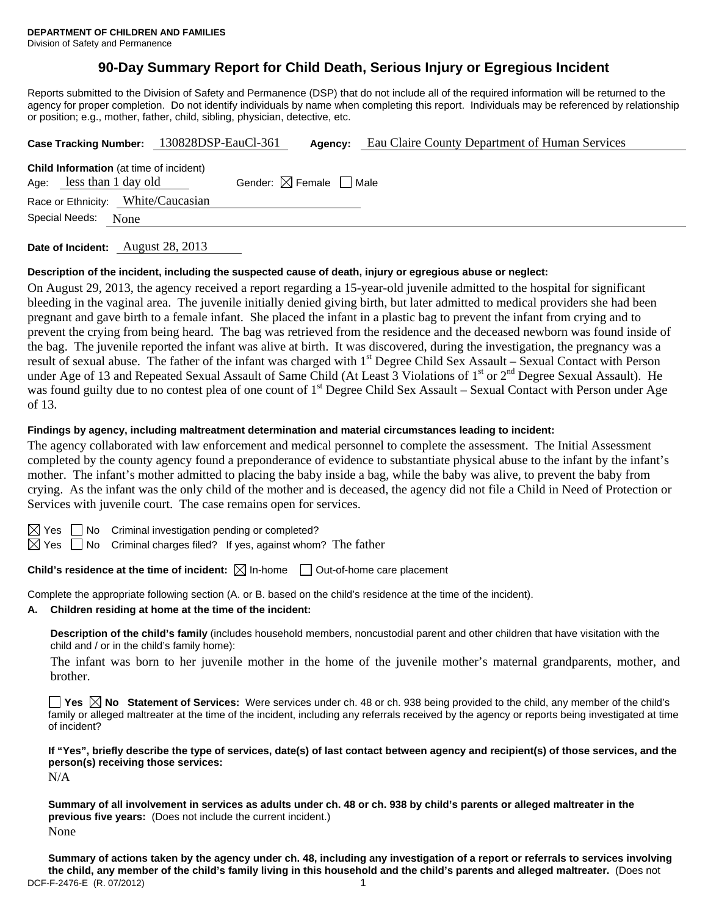**DEPARTMENT OF CHILDREN AND FAMILIES**
Division of Safety and Permanence

# 90-Day Summary Report for Child Death, Serious Injury or Egregious Incident

Reports submitted to the Division of Safety and Permanence (DSP) that do not include all of the required information will be returned to the agency for proper completion. Do not identify individuals by name when completing this report. Individuals may be referenced by relationship or position; e.g., mother, father, child, sibling, physician, detective, etc.

**Case Tracking Number:** 130828DSP-EauCl-361 **Agency:** Eau Claire County Department of Human Services

**Child Information** (at time of incident)
Age: less than 1 day old Gender: ☒ Female ☐ Male
Race or Ethnicity: White/Caucasian
Special Needs: None

**Date of Incident:** August 28, 2013

**Description of the incident, including the suspected cause of death, injury or egregious abuse or neglect:**

On August 29, 2013, the agency received a report regarding a 15-year-old juvenile admitted to the hospital for significant bleeding in the vaginal area. The juvenile initially denied giving birth, but later admitted to medical providers she had been pregnant and gave birth to a female infant. She placed the infant in a plastic bag to prevent the infant from crying and to prevent the crying from being heard. The bag was retrieved from the residence and the deceased newborn was found inside of the bag. The juvenile reported the infant was alive at birth. It was discovered, during the investigation, the pregnancy was a result of sexual abuse. The father of the infant was charged with 1st Degree Child Sex Assault – Sexual Contact with Person under Age of 13 and Repeated Sexual Assault of Same Child (At Least 3 Violations of 1st or 2nd Degree Sexual Assault). He was found guilty due to no contest plea of one count of 1st Degree Child Sex Assault – Sexual Contact with Person under Age of 13.

**Findings by agency, including maltreatment determination and material circumstances leading to incident:**

The agency collaborated with law enforcement and medical personnel to complete the assessment. The Initial Assessment completed by the county agency found a preponderance of evidence to substantiate physical abuse to the infant by the infant's mother. The infant's mother admitted to placing the baby inside a bag, while the baby was alive, to prevent the baby from crying. As the infant was the only child of the mother and is deceased, the agency did not file a Child in Need of Protection or Services with juvenile court. The case remains open for services.

☒ Yes ☐ No Criminal investigation pending or completed?
☒ Yes ☐ No Criminal charges filed? If yes, against whom? The father

**Child's residence at the time of incident:** ☒ In-home ☐ Out-of-home care placement

Complete the appropriate following section (A. or B. based on the child's residence at the time of the incident).

**A. Children residing at home at the time of the incident:**

**Description of the child's family** (includes household members, noncustodial parent and other children that have visitation with the child and / or in the child's family home):

The infant was born to her juvenile mother in the home of the juvenile mother's maternal grandparents, mother, and brother.

☐ **Yes** ☒ **No Statement of Services:** Were services under ch. 48 or ch. 938 being provided to the child, any member of the child's family or alleged maltreater at the time of the incident, including any referrals received by the agency or reports being investigated at time of incident?

**If "Yes", briefly describe the type of services, date(s) of last contact between agency and recipient(s) of those services, and the person(s) receiving those services:**

N/A

**Summary of all involvement in services as adults under ch. 48 or ch. 938 by child's parents or alleged maltreater in the previous five years:** (Does not include the current incident.)

None

**Summary of actions taken by the agency under ch. 48, including any investigation of a report or referrals to services involving the child, any member of the child's family living in this household and the child's parents and alleged maltreater.** (Does not

DCF-F-2476-E (R. 07/2012)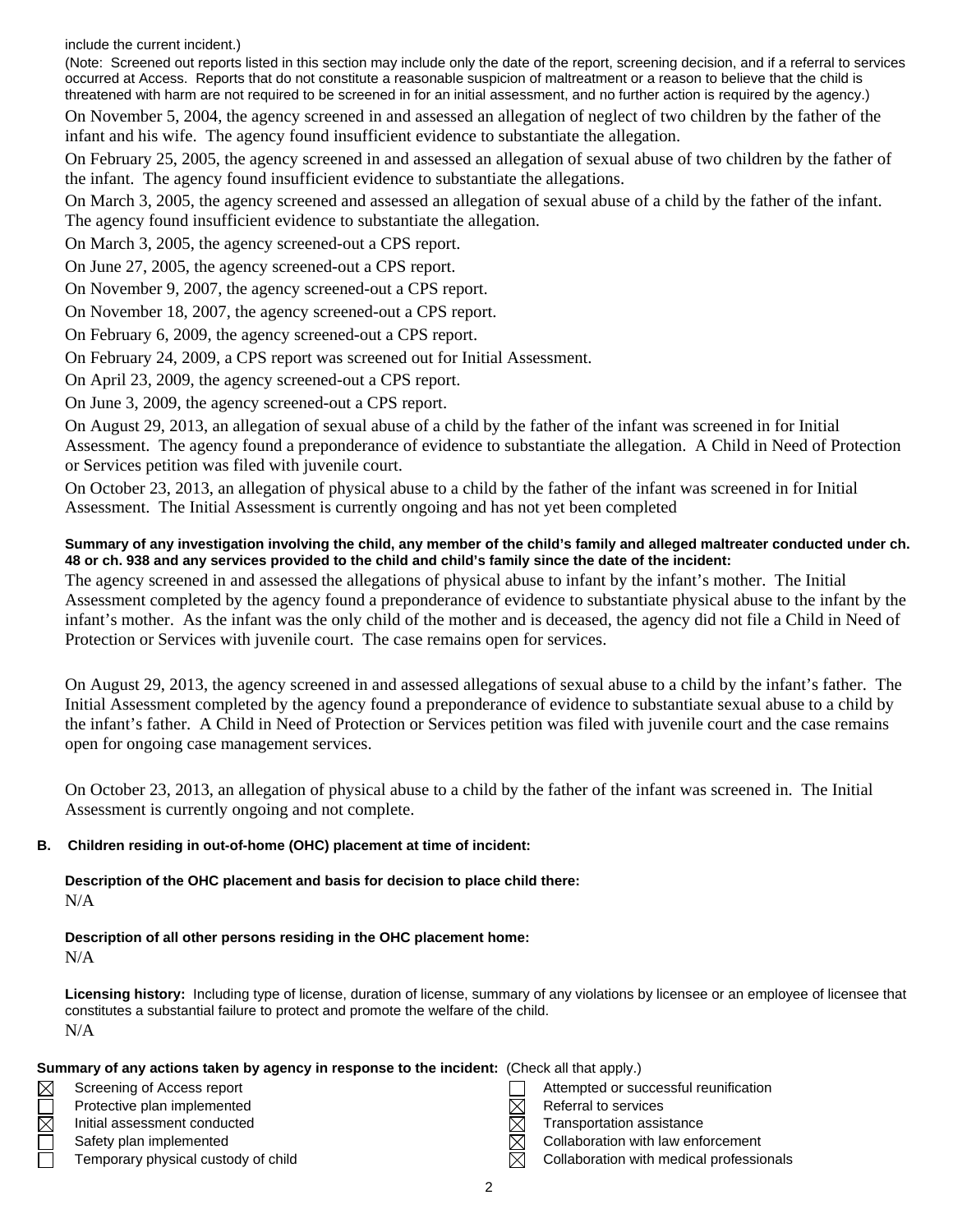include the current incident.)

(Note: Screened out reports listed in this section may include only the date of the report, screening decision, and if a referral to services occurred at Access. Reports that do not constitute a reasonable suspicion of maltreatment or a reason to believe that the child is threatened with harm are not required to be screened in for an initial assessment, and no further action is required by the agency.)

On November 5, 2004, the agency screened in and assessed an allegation of neglect of two children by the father of the infant and his wife. The agency found insufficient evidence to substantiate the allegation.

On February 25, 2005, the agency screened in and assessed an allegation of sexual abuse of two children by the father of the infant. The agency found insufficient evidence to substantiate the allegations.

On March 3, 2005, the agency screened and assessed an allegation of sexual abuse of a child by the father of the infant. The agency found insufficient evidence to substantiate the allegation.

On March 3, 2005, the agency screened-out a CPS report.

On June 27, 2005, the agency screened-out a CPS report.

On November 9, 2007, the agency screened-out a CPS report.

On November 18, 2007, the agency screened-out a CPS report.

On February 6, 2009, the agency screened-out a CPS report.

On February 24, 2009, a CPS report was screened out for Initial Assessment.

On April 23, 2009, the agency screened-out a CPS report.

On June 3, 2009, the agency screened-out a CPS report.

On August 29, 2013, an allegation of sexual abuse of a child by the father of the infant was screened in for Initial Assessment. The agency found a preponderance of evidence to substantiate the allegation. A Child in Need of Protection or Services petition was filed with juvenile court.

On October 23, 2013, an allegation of physical abuse to a child by the father of the infant was screened in for Initial Assessment. The Initial Assessment is currently ongoing and has not yet been completed

**Summary of any investigation involving the child, any member of the child's family and alleged maltreater conducted under ch. 48 or ch. 938 and any services provided to the child and child's family since the date of the incident:**

The agency screened in and assessed the allegations of physical abuse to infant by the infant's mother. The Initial Assessment completed by the agency found a preponderance of evidence to substantiate physical abuse to the infant by the infant's mother. As the infant was the only child of the mother and is deceased, the agency did not file a Child in Need of Protection or Services with juvenile court. The case remains open for services.

On August 29, 2013, the agency screened in and assessed allegations of sexual abuse to a child by the infant's father. The Initial Assessment completed by the agency found a preponderance of evidence to substantiate sexual abuse to a child by the infant's father. A Child in Need of Protection or Services petition was filed with juvenile court and the case remains open for ongoing case management services.

On October 23, 2013, an allegation of physical abuse to a child by the father of the infant was screened in. The Initial Assessment is currently ongoing and not complete.

**B. Children residing in out-of-home (OHC) placement at time of incident:**

**Description of the OHC placement and basis for decision to place child there:**

N/A

**Description of all other persons residing in the OHC placement home:**

N/A

**Licensing history:** Including type of license, duration of license, summary of any violations by licensee or an employee of licensee that constitutes a substantial failure to protect and promote the welfare of the child.

N/A

**Summary of any actions taken by agency in response to the incident:** (Check all that apply.)

- ☒ Screening of Access report
- ☐ Protective plan implemented
- ☒ Initial assessment conducted
- ☐ Safety plan implemented
- ☐ Temporary physical custody of child
- ☐ Attempted or successful reunification
- ☒ Referral to services
- ☒ Transportation assistance
- ☒ Collaboration with law enforcement
- ☒ Collaboration with medical professionals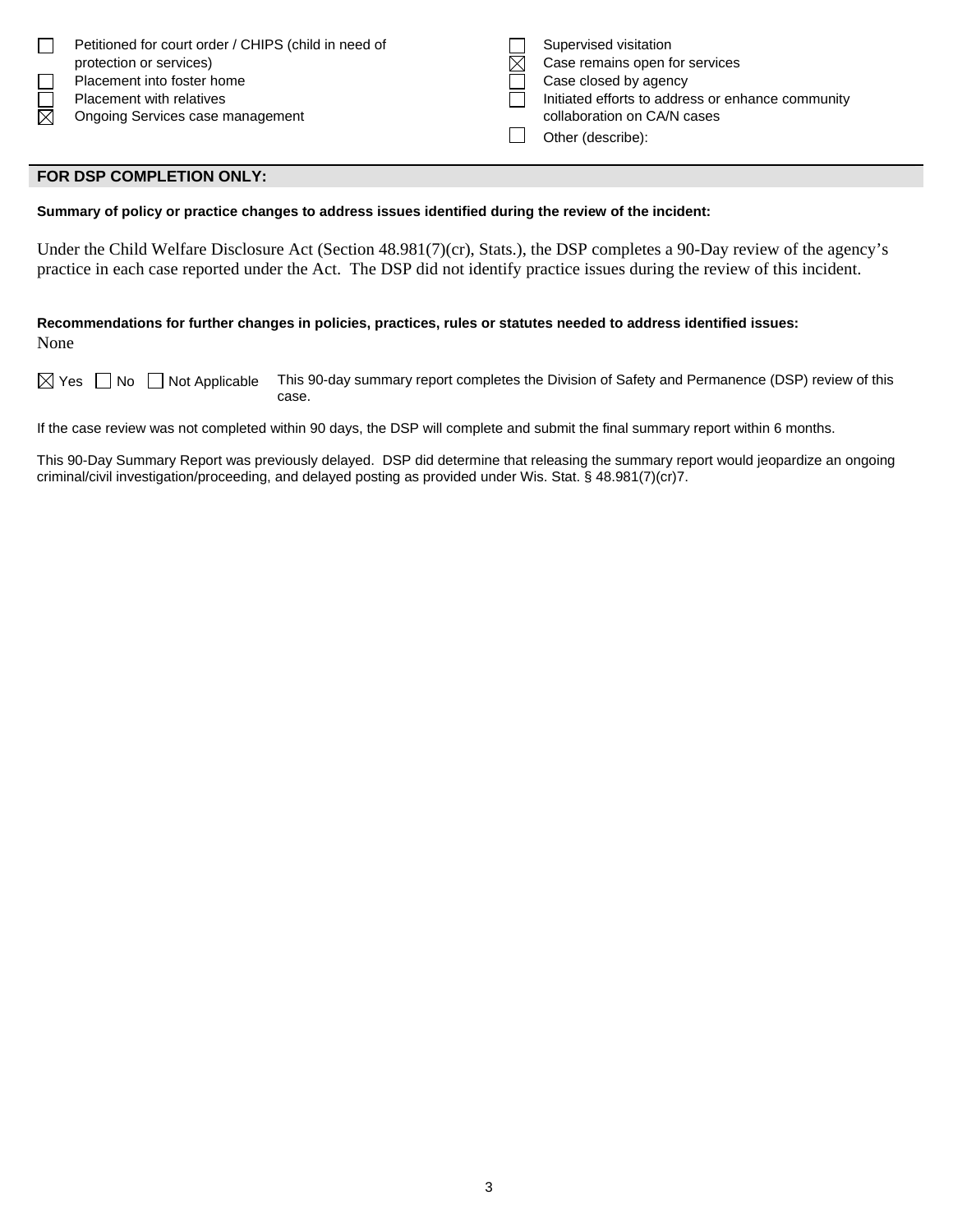- [ ] Petitioned for court order / CHIPS (child in need of protection or services)
- [ ] Placement into foster home
- [ ] Placement with relatives
- [x] Ongoing Services case management
- [ ] Supervised visitation
- [x] Case remains open for services
- [ ] Case closed by agency
- [ ] Initiated efforts to address or enhance community collaboration on CA/N cases
- [ ] Other (describe):

## FOR DSP COMPLETION ONLY:

**Summary of policy or practice changes to address issues identified during the review of the incident:**

Under the Child Welfare Disclosure Act (Section 48.981(7)(cr), Stats.), the DSP completes a 90-Day review of the agency's practice in each case reported under the Act. The DSP did not identify practice issues during the review of this incident.

**Recommendations for further changes in policies, practices, rules or statutes needed to address identified issues:**

None

☒ Yes ☐ No ☐ Not Applicable This 90-day summary report completes the Division of Safety and Permanence (DSP) review of this case.

If the case review was not completed within 90 days, the DSP will complete and submit the final summary report within 6 months.

This 90-Day Summary Report was previously delayed. DSP did determine that releasing the summary report would jeopardize an ongoing criminal/civil investigation/proceeding, and delayed posting as provided under Wis. Stat. § 48.981(7)(cr)7.